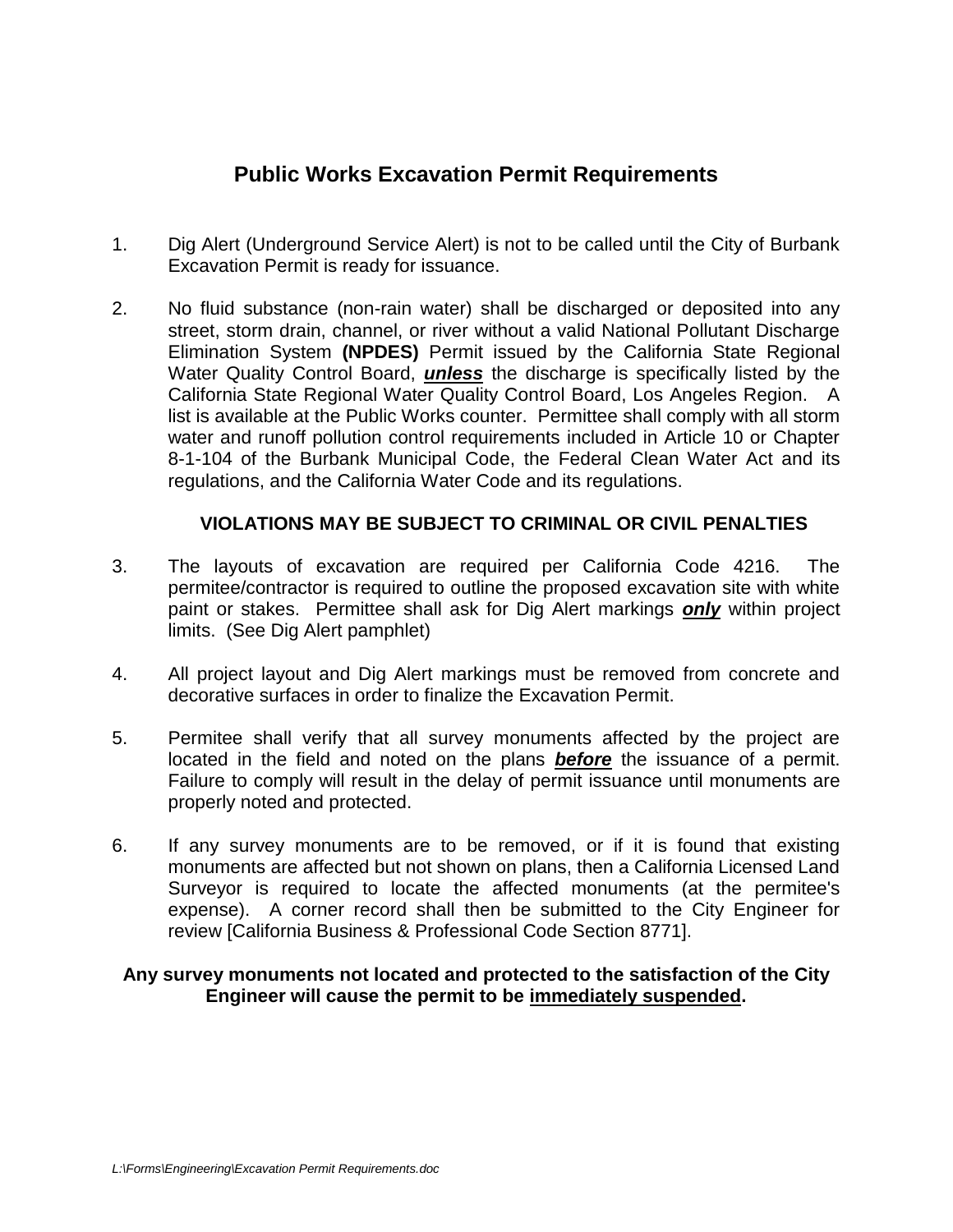# Public Works Excavation Permit Requirements

1. Dig Alert (Underground Service Alert) is not to be called until the City of Burbank Excavation Permit is ready for issuance.

2. No fluid substance (non-rain water) shall be discharged or deposited into any street, storm drain, channel, or river without a valid National Pollutant Discharge Elimination System **(NPDES)** Permit issued by the California State Regional Water Quality Control Board, ***unless*** the discharge is specifically listed by the California State Regional Water Quality Control Board, Los Angeles Region. A list is available at the Public Works counter. Permittee shall comply with all storm water and runoff pollution control requirements included in Article 10 or Chapter 8-1-104 of the Burbank Municipal Code, the Federal Clean Water Act and its regulations, and the California Water Code and its regulations.

**VIOLATIONS MAY BE SUBJECT TO CRIMINAL OR CIVIL PENALTIES**

3. The layouts of excavation are required per California Code 4216. The permitee/contractor is required to outline the proposed excavation site with white paint or stakes. Permittee shall ask for Dig Alert markings ***only*** within project limits. (See Dig Alert pamphlet)

4. All project layout and Dig Alert markings must be removed from concrete and decorative surfaces in order to finalize the Excavation Permit.

5. Permitee shall verify that all survey monuments affected by the project are located in the field and noted on the plans ***before*** the issuance of a permit. Failure to comply will result in the delay of permit issuance until monuments are properly noted and protected.

6. If any survey monuments are to be removed, or if it is found that existing monuments are affected but not shown on plans, then a California Licensed Land Surveyor is required to locate the affected monuments (at the permitee's expense). A corner record shall then be submitted to the City Engineer for review [California Business & Professional Code Section 8771].

**Any survey monuments not located and protected to the satisfaction of the City Engineer will cause the permit to be immediately suspended.**

*L:\Forms\Engineering\Excavation Permit Requirements.doc*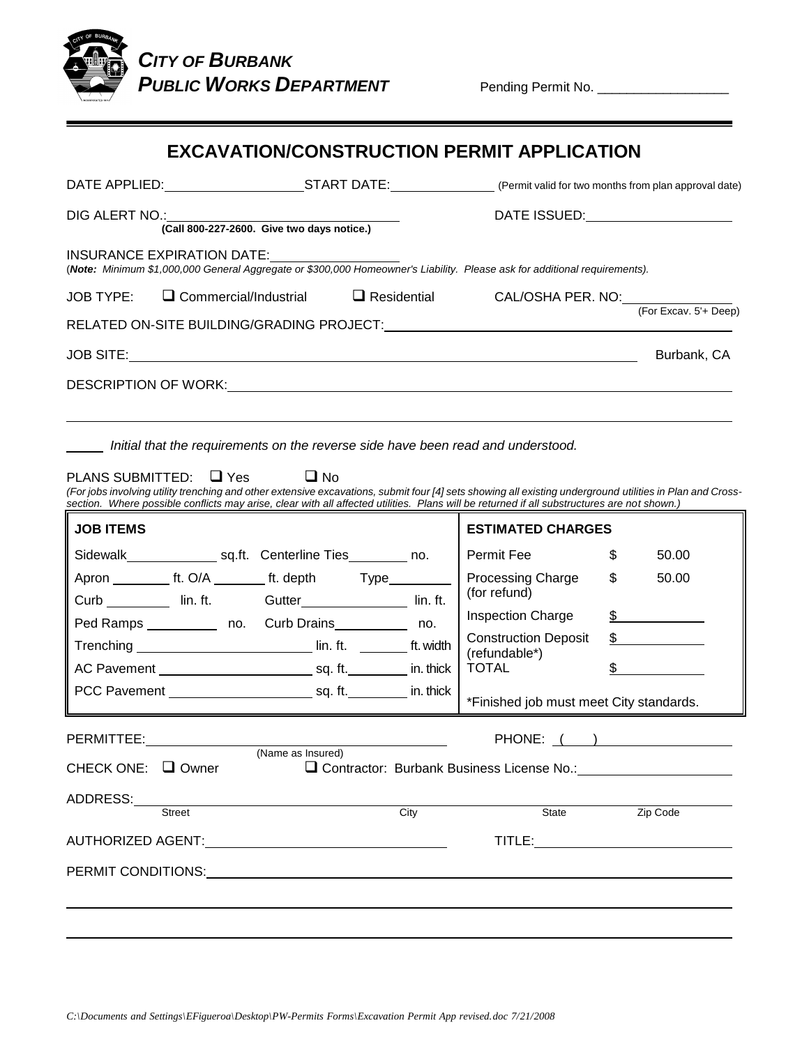**CITY OF BURBANK**
**PUBLIC WORKS DEPARTMENT**

Pending Permit No. __________________

# EXCAVATION/CONSTRUCTION PERMIT APPLICATION

DATE APPLIED: ____________________ START DATE: _______________ (Permit valid for two months from plan approval date)

DIG ALERT NO.: ________________________________ DATE ISSUED: ____________________
**(Call 800-227-2600. Give two days notice.)**

INSURANCE EXPIRATION DATE: __________________
(*Note: Minimum $1,000,000 General Aggregate or $300,000 Homeowner's Liability. Please ask for additional requirements).*

JOB TYPE: ☐ Commercial/Industrial ☐ Residential CAL/OSHA PER. NO: _______________
(For Excav. 5'+ Deep)

RELATED ON-SITE BUILDING/GRADING PROJECT: ________________________________________

JOB SITE: ____________________________________________________________ Burbank, CA

DESCRIPTION OF WORK: ______________________________________________________________

__________________________________________________________________________________

_____ *Initial that the requirements on the reverse side have been read and understood.*

PLANS SUBMITTED: ☐ Yes ☐ No
*(For jobs involving utility trenching and other extensive excavations, submit four [4] sets showing all existing underground utilities in Plan and Cross-section. Where possible conflicts may arise, clear with all affected utilities. Plans will be returned if all substructures are not shown.)*

| JOB ITEMS | ESTIMATED CHARGES | | |
|---|---|---|---|
| Sidewalk _______ sq.ft. Centerline Ties _______ no. | Permit Fee | $ | 50.00 |
| Apron _______ ft. O/A _______ ft. depth Type _______ | Processing Charge (for refund) | $ | 50.00 |
| Curb _______ lin. ft. Gutter _______ lin. ft. | | | |
| Ped Ramps _______ no. Curb Drains _______ no. | Inspection Charge | $ | |
| Trenching _______ lin. ft. _______ ft. width | Construction Deposit (refundable*) | $ | |
| AC Pavement _______ sq. ft. _______ in. thick | TOTAL | $ | |
| PCC Pavement _______ sq. ft. _______ in. thick | *Finished job must meet City standards. | | |

PERMITTEE: ________________________________ PHONE: ( ) ____________________
(Name as Insured)

CHECK ONE: ☐ Owner ☐ Contractor: Burbank Business License No.: ____________________

ADDRESS: __________________________________________________________________________
Street City State Zip Code

AUTHORIZED AGENT: ______________________________ TITLE: ____________________________

PERMIT CONDITIONS: __________________________________________________________________

__________________________________________________________________________________

__________________________________________________________________________________

*C:\Documents and Settings\EFigueroa\Desktop\PW-Permits Forms\Excavation Permit App revised.doc 7/21/2008*